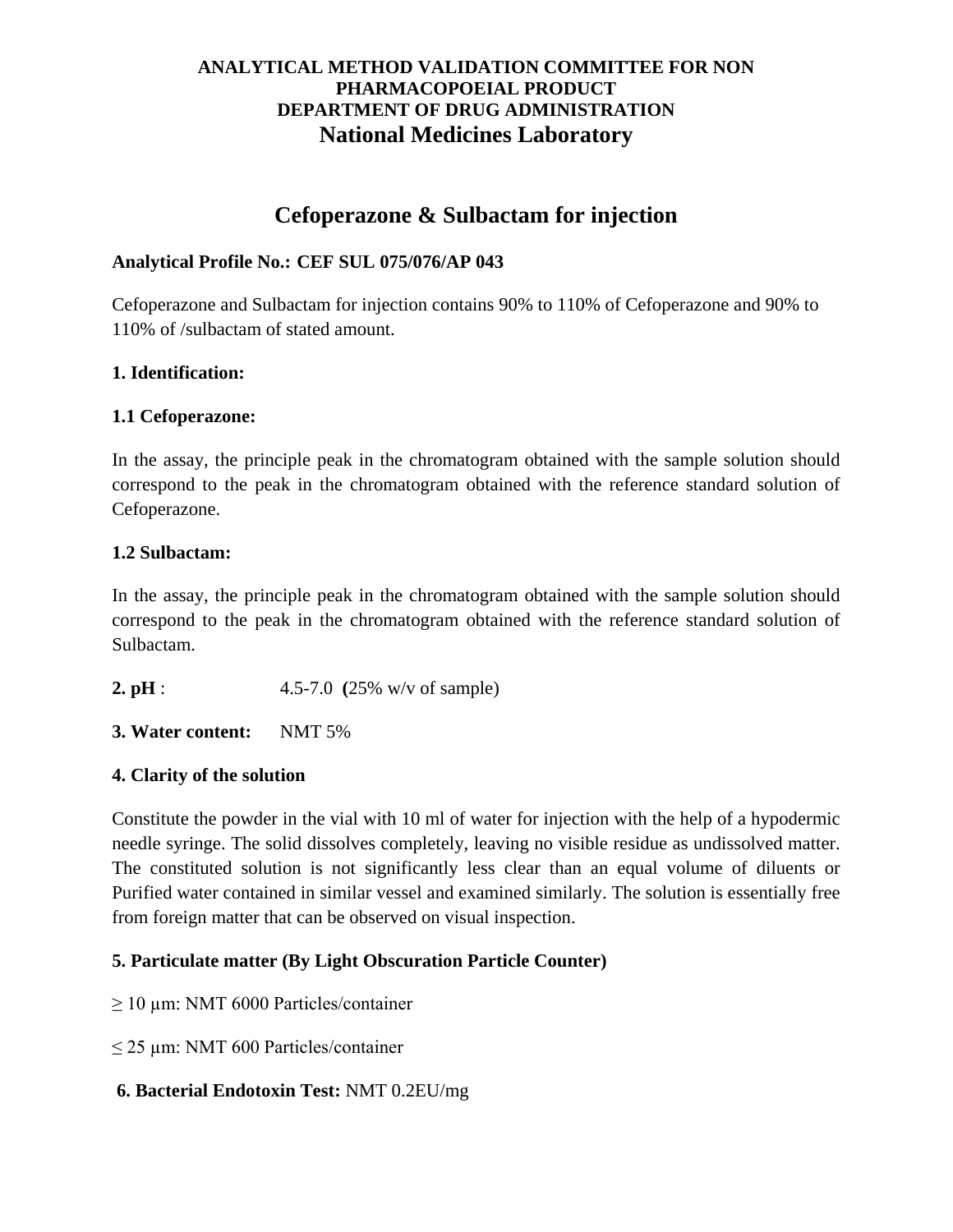**ANALYTICAL METHOD VALIDATION COMMITTEE FOR NON PHARMACOPOEIAL PRODUCT**
**DEPARTMENT OF DRUG ADMINISTRATION**
**National Medicines Laboratory**

# Cefoperazone & Sulbactam for injection

**Analytical Profile No.: CEF SUL 075/076/AP 043**

Cefoperazone and Sulbactam for injection contains 90% to 110% of Cefoperazone and 90% to 110% of /sulbactam of stated amount.

**1. Identification:**

**1.1 Cefoperazone:**

In the assay, the principle peak in the chromatogram obtained with the sample solution should correspond to the peak in the chromatogram obtained with the reference standard solution of Cefoperazone.

**1.2 Sulbactam:**

In the assay, the principle peak in the chromatogram obtained with the sample solution should correspond to the peak in the chromatogram obtained with the reference standard solution of Sulbactam.

**2. pH** : 4.5-7.0 **(**25% w/v of sample)

**3. Water content:** NMT 5%

**4. Clarity of the solution**

Constitute the powder in the vial with 10 ml of water for injection with the help of a hypodermic needle syringe. The solid dissolves completely, leaving no visible residue as undissolved matter. The constituted solution is not significantly less clear than an equal volume of diluents or Purified water contained in similar vessel and examined similarly. The solution is essentially free from foreign matter that can be observed on visual inspection.

**5. Particulate matter (By Light Obscuration Particle Counter)**

≥ 10 µm: NMT 6000 Particles/container

≤ 25 µm: NMT 600 Particles/container

**6. Bacterial Endotoxin Test:** NMT 0.2EU/mg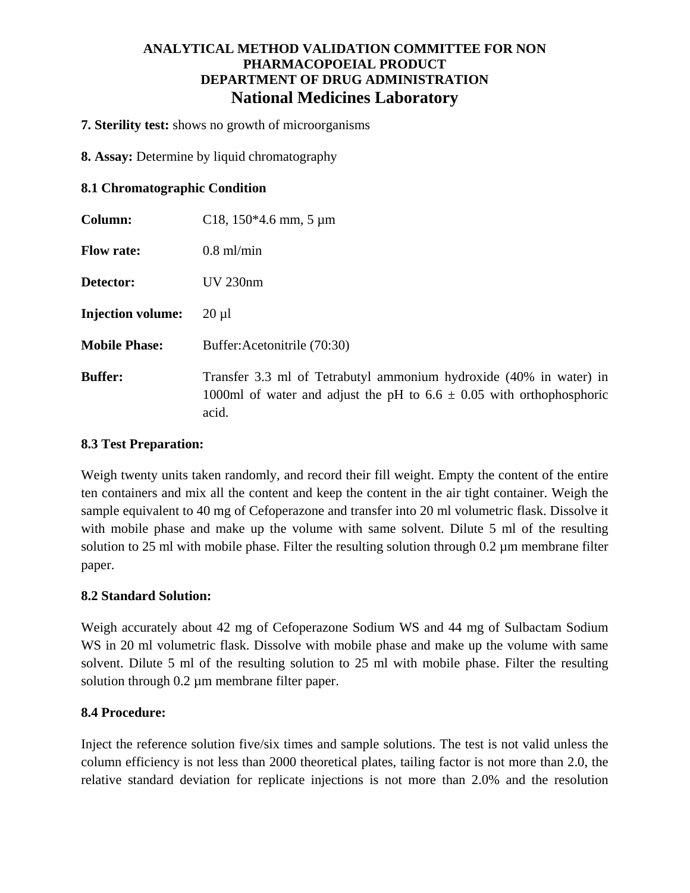**ANALYTICAL METHOD VALIDATION COMMITTEE FOR NON PHARMACOPOEIAL PRODUCT**
**DEPARTMENT OF DRUG ADMINISTRATION**
**National Medicines Laboratory**

**7. Sterility test:** shows no growth of microorganisms

**8. Assay:** Determine by liquid chromatography

**8.1 Chromatographic Condition**

**Column:** C18, 150*4.6 mm, 5 µm

**Flow rate:** 0.8 ml/min

**Detector:** UV 230nm

**Injection volume:** 20 µl

**Mobile Phase:** Buffer:Acetonitrile (70:30)

**Buffer:** Transfer 3.3 ml of Tetrabutyl ammonium hydroxide (40% in water) in 1000ml of water and adjust the pH to 6.6 ± 0.05 with orthophosphoric acid.

**8.3 Test Preparation:**

Weigh twenty units taken randomly, and record their fill weight. Empty the content of the entire ten containers and mix all the content and keep the content in the air tight container. Weigh the sample equivalent to 40 mg of Cefoperazone and transfer into 20 ml volumetric flask. Dissolve it with mobile phase and make up the volume with same solvent. Dilute 5 ml of the resulting solution to 25 ml with mobile phase. Filter the resulting solution through 0.2 µm membrane filter paper.

**8.2 Standard Solution:**

Weigh accurately about 42 mg of Cefoperazone Sodium WS and 44 mg of Sulbactam Sodium WS in 20 ml volumetric flask. Dissolve with mobile phase and make up the volume with same solvent. Dilute 5 ml of the resulting solution to 25 ml with mobile phase. Filter the resulting solution through 0.2 µm membrane filter paper.

**8.4 Procedure:**

Inject the reference solution five/six times and sample solutions. The test is not valid unless the column efficiency is not less than 2000 theoretical plates, tailing factor is not more than 2.0, the relative standard deviation for replicate injections is not more than 2.0% and the resolution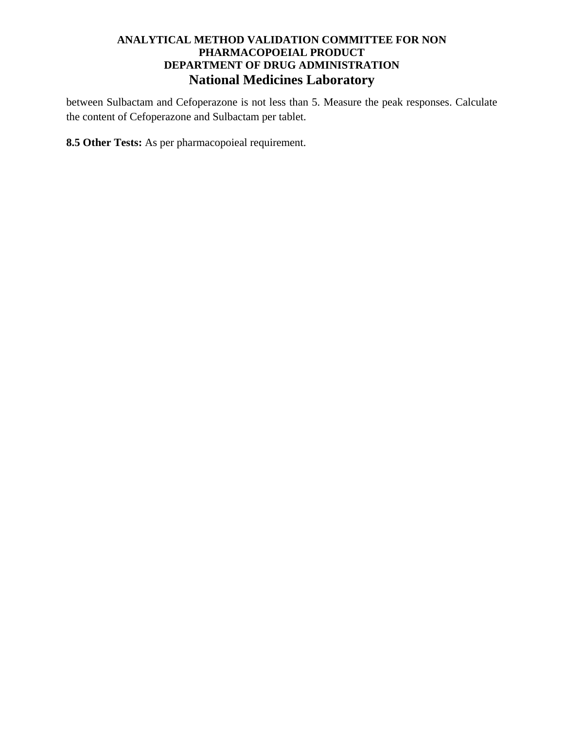between Sulbactam and Cefoperazone is not less than 5. Measure the peak responses. Calculate the content of Cefoperazone and Sulbactam per tablet.

**8.5 Other Tests:** As per pharmacopoieal requirement.